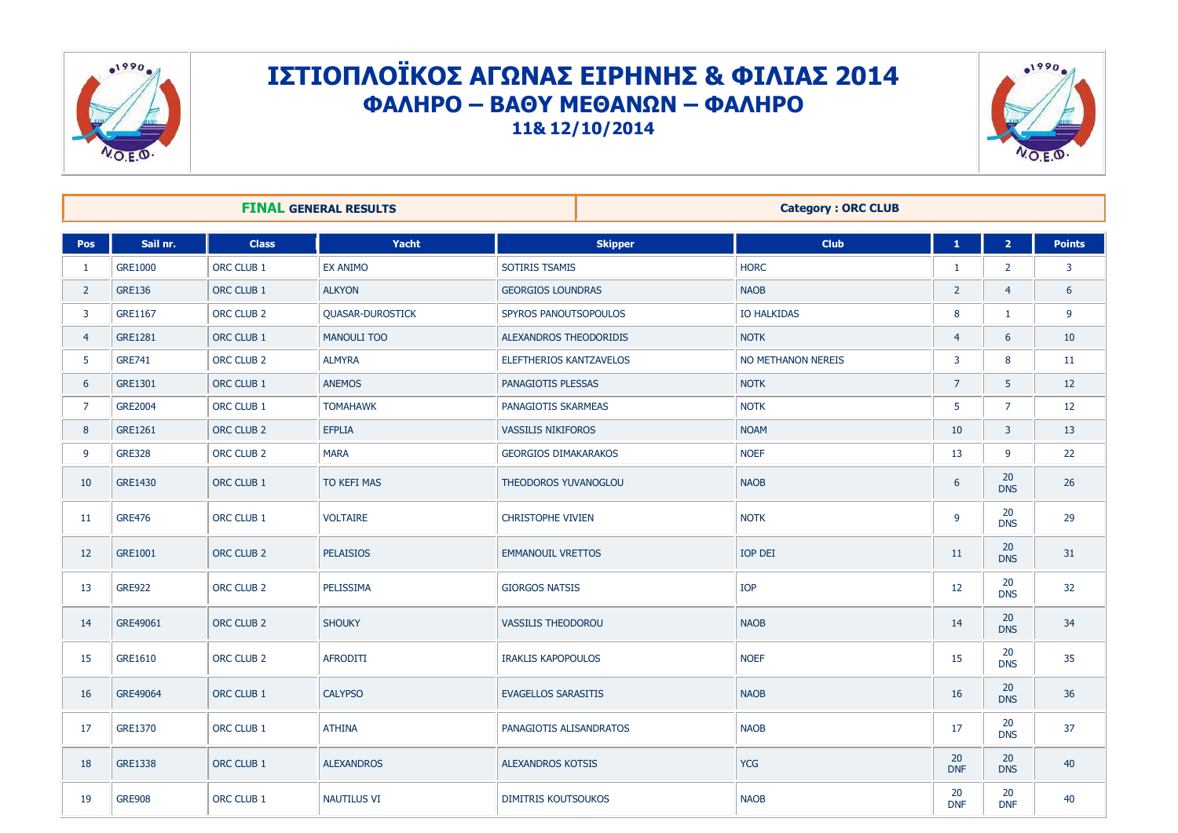# ΙΣΤΙΟΠΛΟΪΚΟΣ ΑΓΩΝΑΣ ΕΙΡΗΝΗΣ & ΦΙΛΙΑΣ 2014

## ΦΑΛΗΡΟ – ΒΑΘΥ ΜΕΘΑΝΩΝ – ΦΑΛΗΡΟ

### 11& 12/10/2014

**FINAL GENERAL RESULTS** | **Category : ORC CLUB**

| Pos | Sail nr. | Class | Yacht | Skipper | Club | 1 | 2 | Points |
|---|---|---|---|---|---|---|---|---|
| 1 | GRE1000 | ORC CLUB 1 | EX ANIMO | SOTIRIS TSAMIS | HORC | 1 | 2 | 3 |
| 2 | GRE136 | ORC CLUB 1 | ALKYON | GEORGIOS LOUNDRAS | NAOB | 2 | 4 | 6 |
| 3 | GRE1167 | ORC CLUB 2 | QUASAR-DUROSTICK | SPYROS PANOUTSOPOULOS | IO HALKIDAS | 8 | 1 | 9 |
| 4 | GRE1281 | ORC CLUB 1 | MANOULI TOO | ALEXANDROS THEODORIDIS | NOTK | 4 | 6 | 10 |
| 5 | GRE741 | ORC CLUB 2 | ALMYRA | ELEFTHERIOS KANTZAVELOS | NO METHANON NEREIS | 3 | 8 | 11 |
| 6 | GRE1301 | ORC CLUB 1 | ANEMOS | PANAGIOTIS PLESSAS | NOTK | 7 | 5 | 12 |
| 7 | GRE2004 | ORC CLUB 1 | TOMAHAWK | PANAGIOTIS SKARMEAS | NOTK | 5 | 7 | 12 |
| 8 | GRE1261 | ORC CLUB 2 | EFPLIA | VASSILIS NIKIFOROS | NOAM | 10 | 3 | 13 |
| 9 | GRE328 | ORC CLUB 2 | MARA | GEORGIOS DIMAKARAKOS | NOEF | 13 | 9 | 22 |
| 10 | GRE1430 | ORC CLUB 1 | TO KEFI MAS | THEODOROS YUVANOGLOU | NAOB | 6 | 20 DNS | 26 |
| 11 | GRE476 | ORC CLUB 1 | VOLTAIRE | CHRISTOPHE VIVIEN | NOTK | 9 | 20 DNS | 29 |
| 12 | GRE1001 | ORC CLUB 2 | PELAISIOS | EMMANOUIL VRETTOS | IOP DEI | 11 | 20 DNS | 31 |
| 13 | GRE922 | ORC CLUB 2 | PELISSIMA | GIORGOS NATSIS | IOP | 12 | 20 DNS | 32 |
| 14 | GRE49061 | ORC CLUB 2 | SHOUKY | VASSILIS THEODOROU | NAOB | 14 | 20 DNS | 34 |
| 15 | GRE1610 | ORC CLUB 2 | AFRODITI | IRAKLIS KAPOPOULOS | NOEF | 15 | 20 DNS | 35 |
| 16 | GRE49064 | ORC CLUB 1 | CALYPSO | EVAGELLOS SARASITIS | NAOB | 16 | 20 DNS | 36 |
| 17 | GRE1370 | ORC CLUB 1 | ATHINA | PANAGIOTIS ALISANDRATOS | NAOB | 17 | 20 DNS | 37 |
| 18 | GRE1338 | ORC CLUB 1 | ALEXANDROS | ALEXANDROS KOTSIS | YCG | 20 DNF | 20 DNS | 40 |
| 19 | GRE908 | ORC CLUB 1 | NAUTILUS VI | DIMITRIS KOUTSOUKOS | NAOB | 20 DNF | 20 DNF | 40 |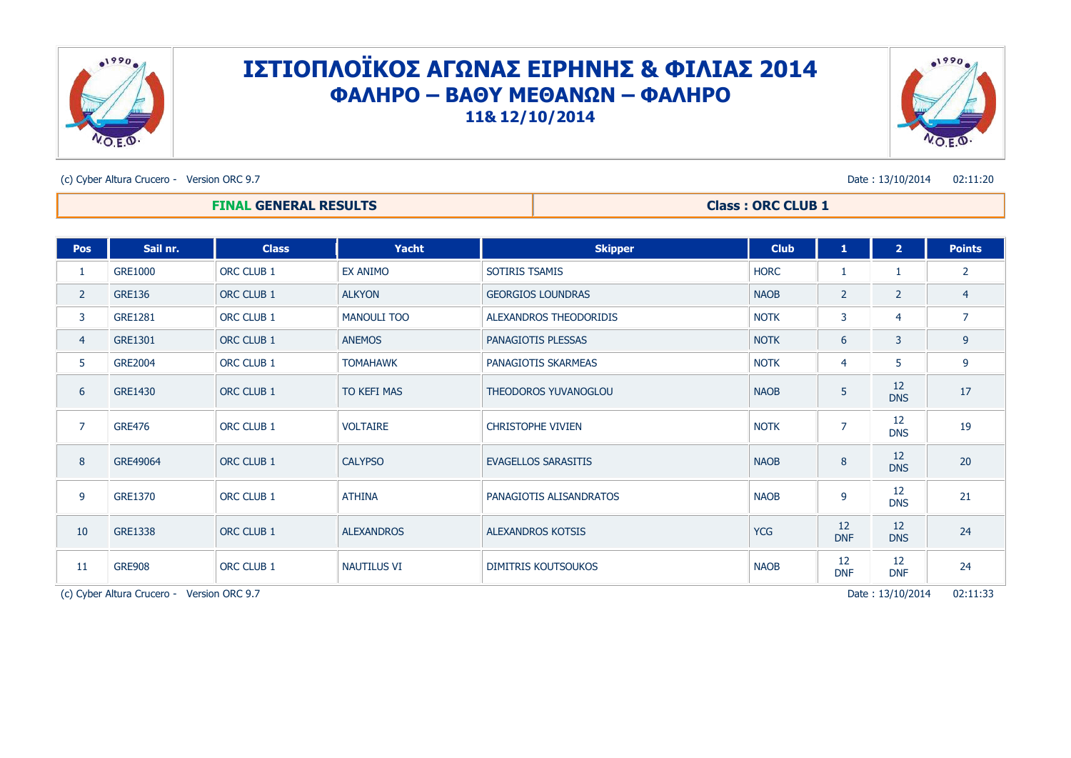# ΙΣΤΙΟΠΛΟΪΚΟΣ ΑΓΩΝΑΣ ΕΙΡΗΝΗΣ & ΦΙΛΙΑΣ 2014

## ΦΑΛΗΡΟ – ΒΑΘΥ ΜΕΘΑΝΩΝ – ΦΑΛΗΡΟ

### 11& 12/10/2014

(c) Cyber Altura Crucero - Version ORC 9.7 Date : 13/10/2014 02:11:20

| **FINAL GENERAL RESULTS** | **Class : ORC CLUB 1** |
|---|---|

| Pos | Sail nr. | Class | Yacht | Skipper | Club | 1 | 2 | Points |
|---|---|---|---|---|---|---|---|---|
| 1 | GRE1000 | ORC CLUB 1 | EX ANIMO | SOTIRIS TSAMIS | HORC | 1 | 1 | 2 |
| 2 | GRE136 | ORC CLUB 1 | ALKYON | GEORGIOS LOUNDRAS | NAOB | 2 | 2 | 4 |
| 3 | GRE1281 | ORC CLUB 1 | MANOULI TOO | ALEXANDROS THEODORIDIS | NOTK | 3 | 4 | 7 |
| 4 | GRE1301 | ORC CLUB 1 | ANEMOS | PANAGIOTIS PLESSAS | NOTK | 6 | 3 | 9 |
| 5 | GRE2004 | ORC CLUB 1 | TOMAHAWK | PANAGIOTIS SKARMEAS | NOTK | 4 | 5 | 9 |
| 6 | GRE1430 | ORC CLUB 1 | TO KEFI MAS | THEODOROS YUVANOGLOU | NAOB | 5 | 12 DNS | 17 |
| 7 | GRE476 | ORC CLUB 1 | VOLTAIRE | CHRISTOPHE VIVIEN | NOTK | 7 | 12 DNS | 19 |
| 8 | GRE49064 | ORC CLUB 1 | CALYPSO | EVAGELLOS SARASITIS | NAOB | 8 | 12 DNS | 20 |
| 9 | GRE1370 | ORC CLUB 1 | ATHINA | PANAGIOTIS ALISANDRATOS | NAOB | 9 | 12 DNS | 21 |
| 10 | GRE1338 | ORC CLUB 1 | ALEXANDROS | ALEXANDROS KOTSIS | YCG | 12 DNF | 12 DNS | 24 |
| 11 | GRE908 | ORC CLUB 1 | NAUTILUS VI | DIMITRIS KOUTSOUKOS | NAOB | 12 DNF | 12 DNF | 24 |

(c) Cyber Altura Crucero - Version ORC 9.7 Date : 13/10/2014 02:11:33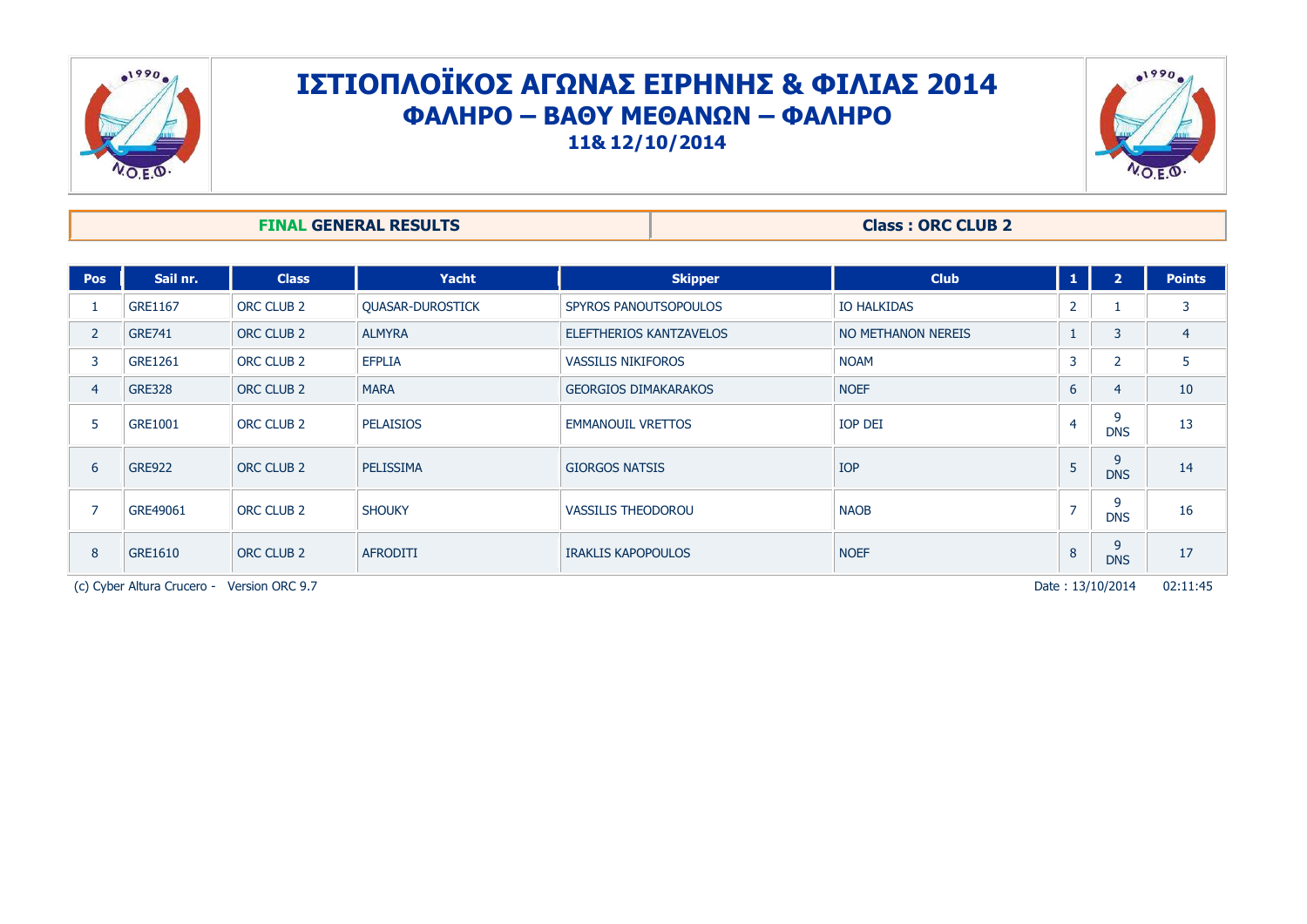# ΙΣΤΙΟΠΛΟΪΚΟΣ ΑΓΩΝΑΣ ΕΙΡΗΝΗΣ & ΦΙΛΙΑΣ 2014

## ΦΑΛΗΡΟ – ΒΑΘΥ ΜΕΘΑΝΩΝ – ΦΑΛΗΡΟ

### 11& 12/10/2014

**FINAL GENERAL RESULTS** | **Class : ORC CLUB 2**

| Pos | Sail nr. | Class | Yacht | Skipper | Club | 1 | 2 | Points |
|---|---|---|---|---|---|---|---|---|
| 1 | GRE1167 | ORC CLUB 2 | QUASAR-DUROSTICK | SPYROS PANOUTSOPOULOS | IO HALKIDAS | 2 | 1 | 3 |
| 2 | GRE741 | ORC CLUB 2 | ALMYRA | ELEFTHERIOS KANTZAVELOS | NO METHANON NEREIS | 1 | 3 | 4 |
| 3 | GRE1261 | ORC CLUB 2 | EFPLIA | VASSILIS NIKIFOROS | NOAM | 3 | 2 | 5 |
| 4 | GRE328 | ORC CLUB 2 | MARA | GEORGIOS DIMAKARAKOS | NOEF | 6 | 4 | 10 |
| 5 | GRE1001 | ORC CLUB 2 | PELAISIOS | EMMANOUIL VRETTOS | IOP DEI | 4 | 9 DNS | 13 |
| 6 | GRE922 | ORC CLUB 2 | PELISSIMA | GIORGOS NATSIS | IOP | 5 | 9 DNS | 14 |
| 7 | GRE49061 | ORC CLUB 2 | SHOUKY | VASSILIS THEODOROU | NAOB | 7 | 9 DNS | 16 |
| 8 | GRE1610 | ORC CLUB 2 | AFRODITI | IRAKLIS KAPOPOULOS | NOEF | 8 | 9 DNS | 17 |

(c) Cyber Altura Crucero - Version ORC 9.7 Date : 13/10/2014 02:11:45